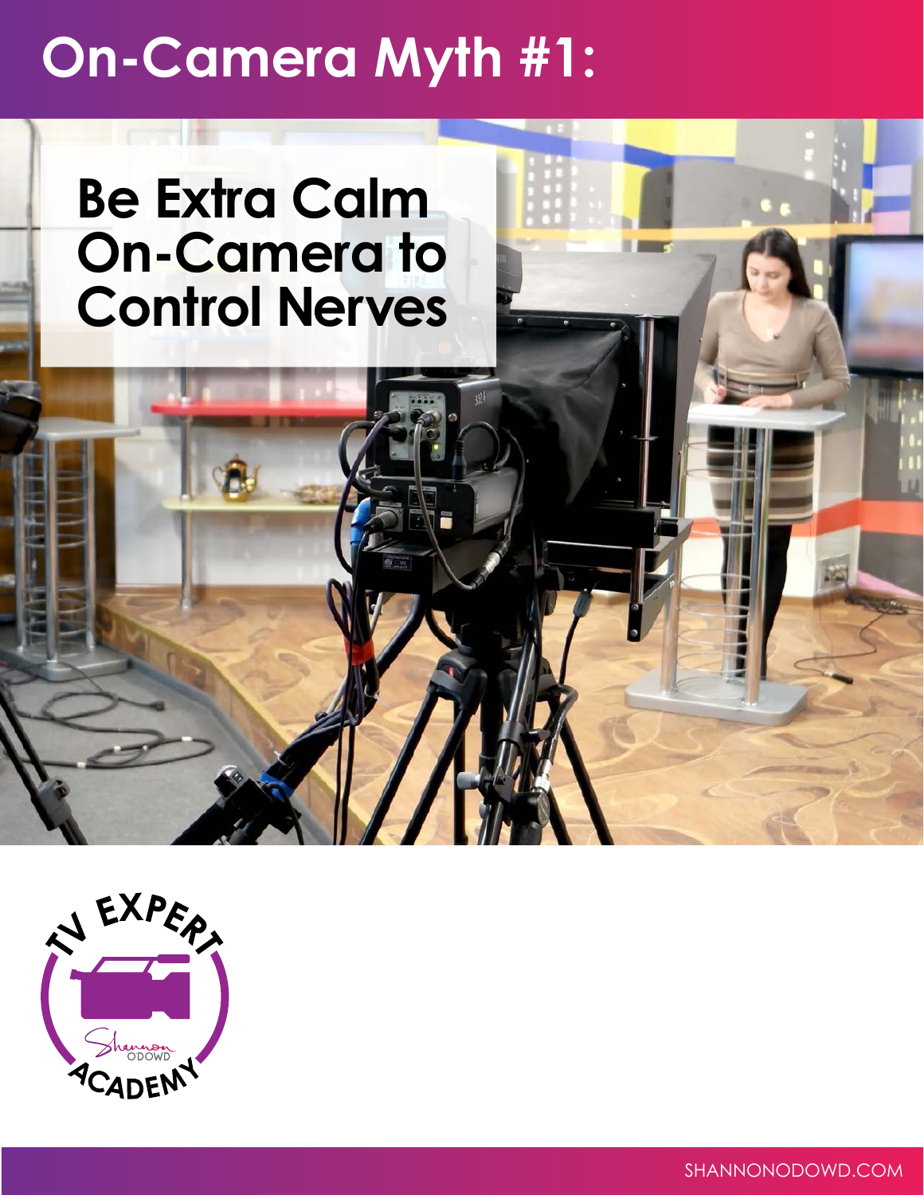# On-Camera Myth #1:

## Be Extra Calm On-Camera to Control Nerves

SHANNONODOWD.COM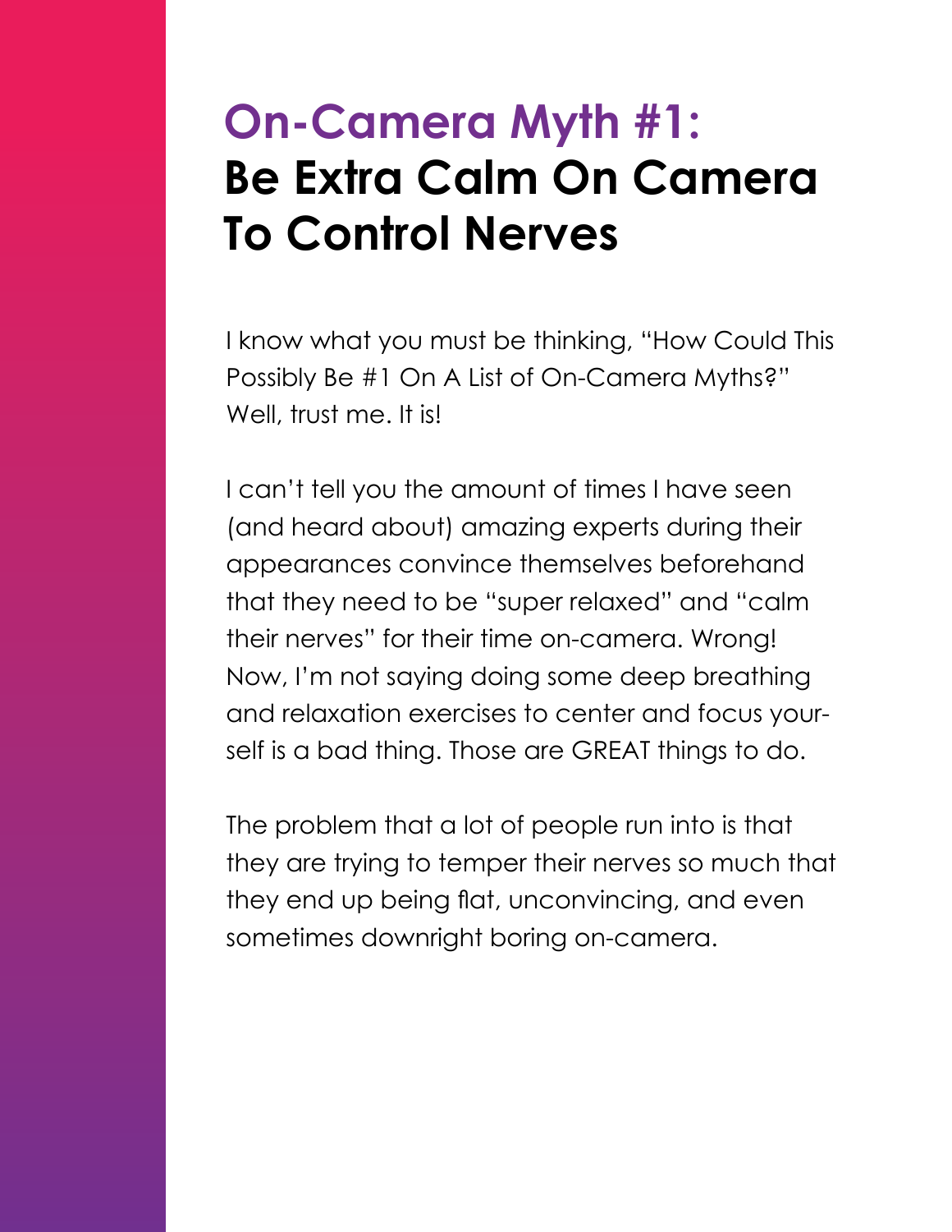# On-Camera Myth #1: Be Extra Calm On Camera To Control Nerves

I know what you must be thinking, "How Could This Possibly Be #1 On A List of On-Camera Myths?" Well, trust me. It is!

I can't tell you the amount of times I have seen (and heard about) amazing experts during their appearances convince themselves beforehand that they need to be "super relaxed" and "calm their nerves" for their time on-camera. Wrong! Now, I'm not saying doing some deep breathing and relaxation exercises to center and focus yourself is a bad thing. Those are GREAT things to do.

The problem that a lot of people run into is that they are trying to temper their nerves so much that they end up being flat, unconvincing, and even sometimes downright boring on-camera.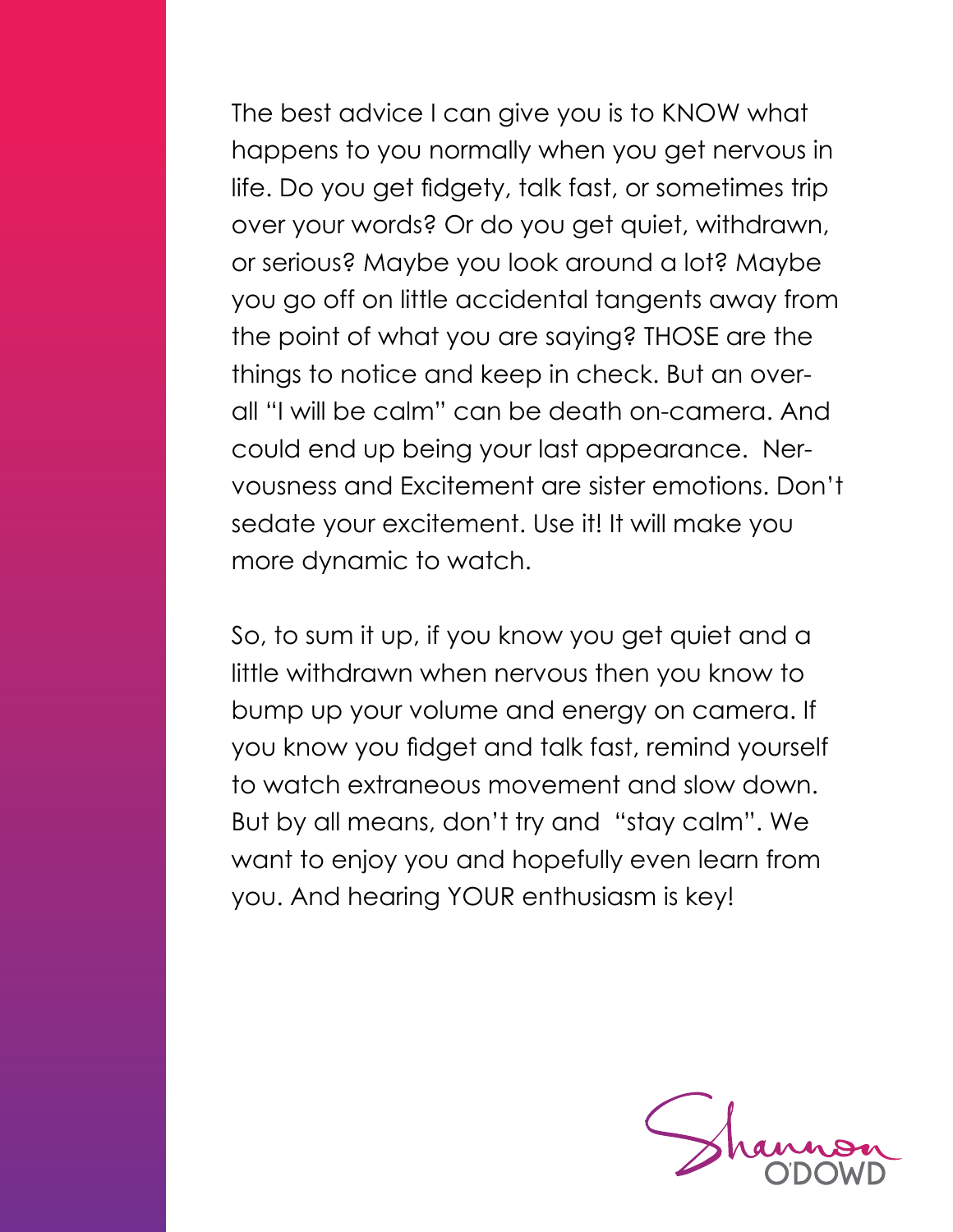The best advice I can give you is to KNOW what happens to you normally when you get nervous in life. Do you get fidgety, talk fast, or sometimes trip over your words? Or do you get quiet, withdrawn, or serious? Maybe you look around a lot? Maybe you go off on little accidental tangents away from the point of what you are saying? THOSE are the things to notice and keep in check. But an overall "I will be calm" can be death on-camera. And could end up being your last appearance. Nervousness and Excitement are sister emotions. Don't sedate your excitement. Use it! It will make you more dynamic to watch.

So, to sum it up, if you know you get quiet and a little withdrawn when nervous then you know to bump up your volume and energy on camera. If you know you fidget and talk fast, remind yourself to watch extraneous movement and slow down. But by all means, don't try and "stay calm". We want to enjoy you and hopefully even learn from you. And hearing YOUR enthusiasm is key!

Shannon O'DOWD